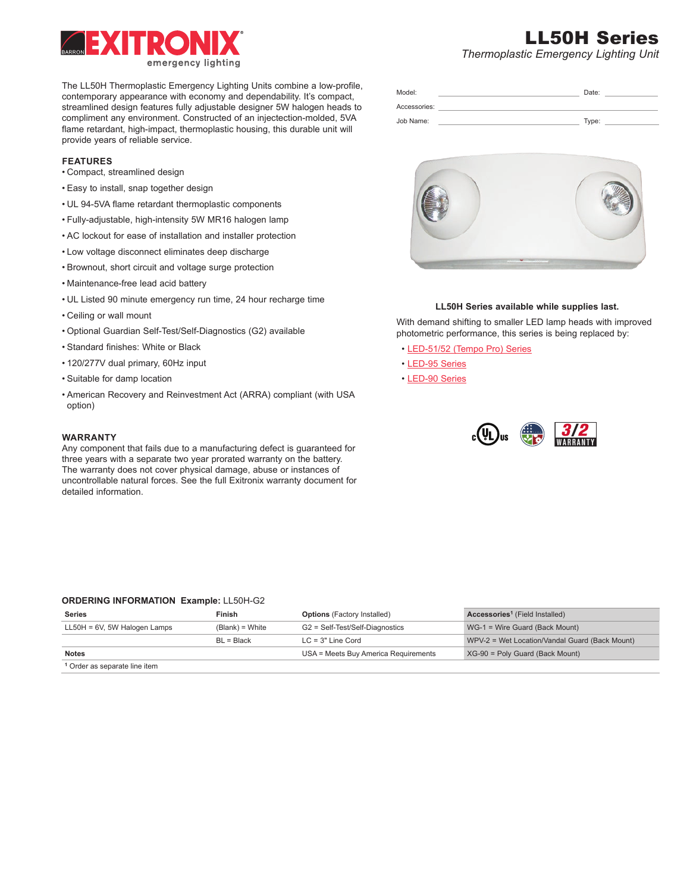# LL50H Series

*Thermoplastic Emergency Lighting Unit*

EXITRONIX emergency lighting

The LL50H Thermoplastic Emergency Lighting Units combine a low-profile, contemporary appearance with economy and dependability. It's compact, streamlined design features fully adjustable designer 5W halogen heads to compliment any environment. Constructed of an injectection-molded, 5VA flame retardant, high-impact, thermoplastic housing, this durable unit will provide years of reliable service.

| Model: | | Date: | |
|---|---|---|---|
| Accessories: | | | |
| Job Name: | | Type: | |

## FEATURES

- Compact, streamlined design
- Easy to install, snap together design
- UL 94-5VA flame retardant thermoplastic components
- Fully-adjustable, high-intensity 5W MR16 halogen lamp
- AC lockout for ease of installation and installer protection
- Low voltage disconnect eliminates deep discharge
- Brownout, short circuit and voltage surge protection
- Maintenance-free lead acid battery
- UL Listed 90 minute emergency run time, 24 hour recharge time
- Ceiling or wall mount
- Optional Guardian Self-Test/Self-Diagnostics (G2) available
- Standard finishes: White or Black
- 120/277V dual primary, 60Hz input
- Suitable for damp location
- American Recovery and Reinvestment Act (ARRA) compliant (with USA option)

**LL50H Series available while supplies last.**

With demand shifting to smaller LED lamp heads with improved photometric performance, this series is being replaced by:

- LED-51/52 (Tempo Pro) Series
- LED-95 Series
- LED-90 Series

3/2 WARRANTY

## WARRANTY

Any component that fails due to a manufacturing defect is guaranteed for three years with a separate two year prorated warranty on the battery. The warranty does not cover physical damage, abuse or instances of uncontrollable natural forces. See the full Exitronix warranty document for detailed information.

## ORDERING INFORMATION **Example:** LL50H-G2

| **Series** | **Finish** | **Options** (Factory Installed) | **Accessories**[1] (Field Installed) |
|---|---|---|---|
| LL50H = 6V, 5W Halogen Lamps | (Blank) = White | G2 = Self-Test/Self-Diagnostics | WG-1 = Wire Guard (Back Mount) |
| | BL = Black | LC = 3" Line Cord | WPV-2 = Wet Location/Vandal Guard (Back Mount) |
| **Notes** | | USA = Meets Buy America Requirements | XG-90 = Poly Guard (Back Mount) |

[1] Order as separate line item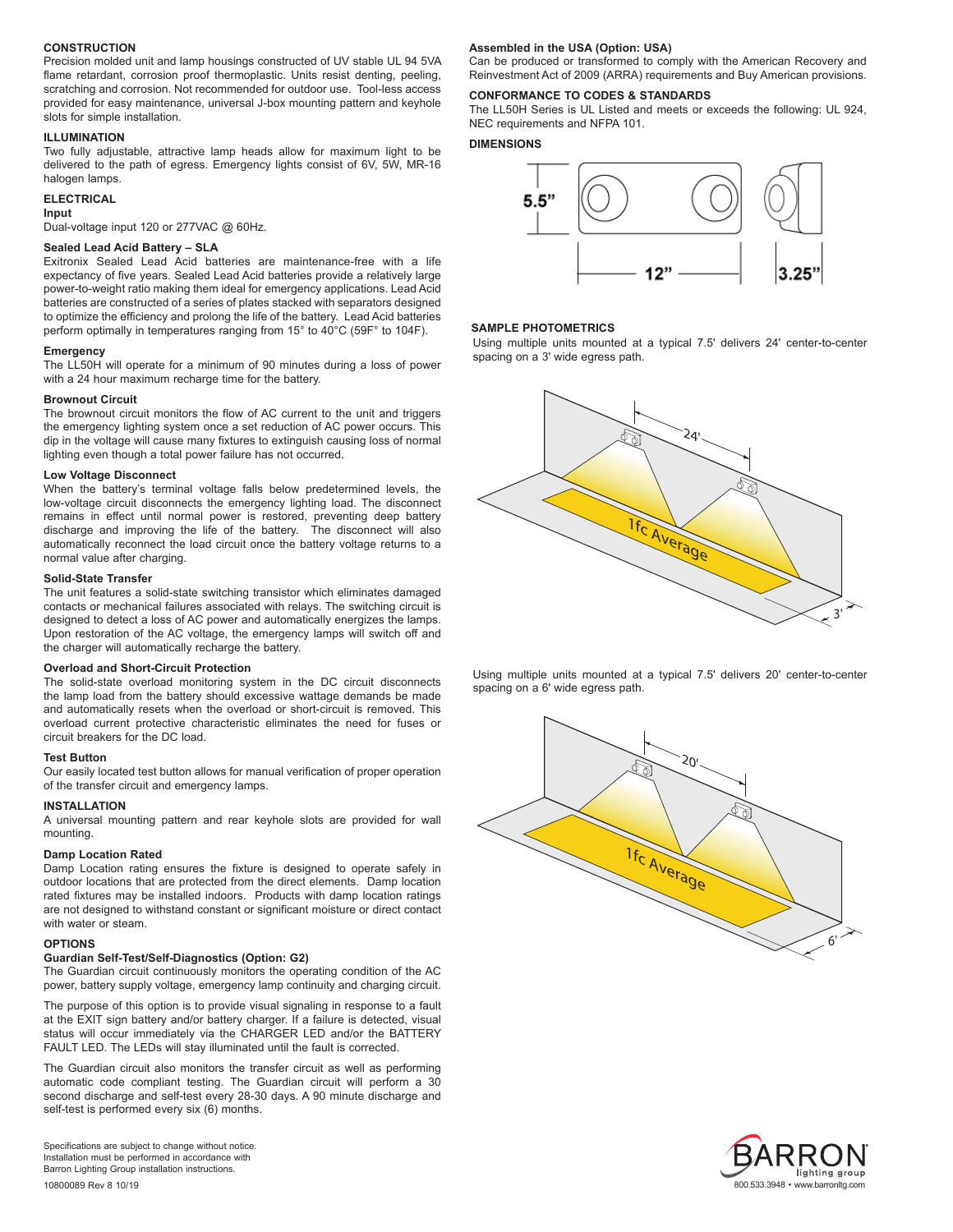## CONSTRUCTION

Precision molded unit and lamp housings constructed of UV stable UL 94 5VA flame retardant, corrosion proof thermoplastic. Units resist denting, peeling, scratching and corrosion. Not recommended for outdoor use. Tool-less access provided for easy maintenance, universal J-box mounting pattern and keyhole slots for simple installation.

## ILLUMINATION

Two fully adjustable, attractive lamp heads allow for maximum light to be delivered to the path of egress. Emergency lights consist of 6V, 5W, MR-16 halogen lamps.

## ELECTRICAL

### Input

Dual-voltage input 120 or 277VAC @ 60Hz.

### Sealed Lead Acid Battery – SLA

Exitronix Sealed Lead Acid batteries are maintenance-free with a life expectancy of five years. Sealed Lead Acid batteries provide a relatively large power-to-weight ratio making them ideal for emergency applications. Lead Acid batteries are constructed of a series of plates stacked with separators designed to optimize the efficiency and prolong the life of the battery. Lead Acid batteries perform optimally in temperatures ranging from 15° to 40°C (59F° to 104F).

### Emergency

The LL50H will operate for a minimum of 90 minutes during a loss of power with a 24 hour maximum recharge time for the battery.

### Brownout Circuit

The brownout circuit monitors the flow of AC current to the unit and triggers the emergency lighting system once a set reduction of AC power occurs. This dip in the voltage will cause many fixtures to extinguish causing loss of normal lighting even though a total power failure has not occurred.

### Low Voltage Disconnect

When the battery's terminal voltage falls below predetermined levels, the low-voltage circuit disconnects the emergency lighting load. The disconnect remains in effect until normal power is restored, preventing deep battery discharge and improving the life of the battery. The disconnect will also automatically reconnect the load circuit once the battery voltage returns to a normal value after charging.

### Solid-State Transfer

The unit features a solid-state switching transistor which eliminates damaged contacts or mechanical failures associated with relays. The switching circuit is designed to detect a loss of AC power and automatically energizes the lamps. Upon restoration of the AC voltage, the emergency lamps will switch off and the charger will automatically recharge the battery.

### Overload and Short-Circuit Protection

The solid-state overload monitoring system in the DC circuit disconnects the lamp load from the battery should excessive wattage demands be made and automatically resets when the overload or short-circuit is removed. This overload current protective characteristic eliminates the need for fuses or circuit breakers for the DC load.

### Test Button

Our easily located test button allows for manual verification of proper operation of the transfer circuit and emergency lamps.

## INSTALLATION

A universal mounting pattern and rear keyhole slots are provided for wall mounting.

### Damp Location Rated

Damp Location rating ensures the fixture is designed to operate safely in outdoor locations that are protected from the direct elements. Damp location rated fixtures may be installed indoors. Products with damp location ratings are not designed to withstand constant or significant moisture or direct contact with water or steam.

## OPTIONS

### Guardian Self-Test/Self-Diagnostics (Option: G2)

The Guardian circuit continuously monitors the operating condition of the AC power, battery supply voltage, emergency lamp continuity and charging circuit.

The purpose of this option is to provide visual signaling in response to a fault at the EXIT sign battery and/or battery charger. If a failure is detected, visual status will occur immediately via the CHARGER LED and/or the BATTERY FAULT LED. The LEDs will stay illuminated until the fault is corrected.

The Guardian circuit also monitors the transfer circuit as well as performing automatic code compliant testing. The Guardian circuit will perform a 30 second discharge and self-test every 28-30 days. A 90 minute discharge and self-test is performed every six (6) months.

### Assembled in the USA (Option: USA)

Can be produced or transformed to comply with the American Recovery and Reinvestment Act of 2009 (ARRA) requirements and Buy American provisions.

## CONFORMANCE TO CODES & STANDARDS

The LL50H Series is UL Listed and meets or exceeds the following: UL 924, NEC requirements and NFPA 101.

## DIMENSIONS

5.5"

12"

3.25"

## SAMPLE PHOTOMETRICS

Using multiple units mounted at a typical 7.5' delivers 24' center-to-center spacing on a 3' wide egress path.

24'

1fc Average

3'

Using multiple units mounted at a typical 7.5' delivers 20' center-to-center spacing on a 6' wide egress path.

20'

1fc Average

6'

Specifications are subject to change without notice.
Installation must be performed in accordance with Barron Lighting Group installation instructions.

10800089 Rev 8 10/19

BARRON lighting group
800.533.3948 • www.barronltg.com